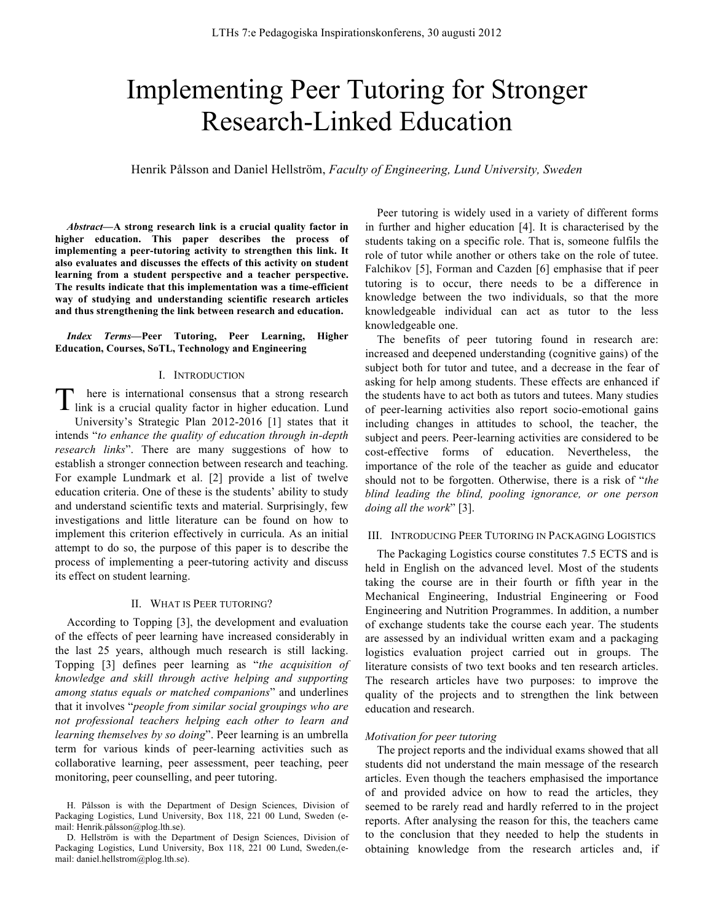# Implementing Peer Tutoring for Stronger Research-Linked Education

Henrik Pålsson and Daniel Hellström, *Faculty of Engineering, Lund University, Sweden*

***Abstract*—A strong research link is a crucial quality factor in higher education. This paper describes the process of implementing a peer-tutoring activity to strengthen this link. It also evaluates and discusses the effects of this activity on student learning from a student perspective and a teacher perspective. The results indicate that this implementation was a time-efficient way of studying and understanding scientific research articles and thus strengthening the link between research and education.**

***Index Terms*—Peer Tutoring, Peer Learning, Higher Education, Courses, SoTL, Technology and Engineering**

## I. Introduction

There is international consensus that a strong research link is a crucial quality factor in higher education. Lund University's Strategic Plan 2012-2016 [1] states that it intends "*to enhance the quality of education through in-depth research links*". There are many suggestions of how to establish a stronger connection between research and teaching. For example Lundmark et al. [2] provide a list of twelve education criteria. One of these is the students' ability to study and understand scientific texts and material. Surprisingly, few investigations and little literature can be found on how to implement this criterion effectively in curricula. As an initial attempt to do so, the purpose of this paper is to describe the process of implementing a peer-tutoring activity and discuss its effect on student learning.

## II. What is Peer tutoring?

According to Topping [3], the development and evaluation of the effects of peer learning have increased considerably in the last 25 years, although much research is still lacking. Topping [3] defines peer learning as "*the acquisition of knowledge and skill through active helping and supporting among status equals or matched companions*" and underlines that it involves "*people from similar social groupings who are not professional teachers helping each other to learn and learning themselves by so doing*". Peer learning is an umbrella term for various kinds of peer-learning activities such as collaborative learning, peer assessment, peer teaching, peer monitoring, peer counselling, and peer tutoring.

Peer tutoring is widely used in a variety of different forms in further and higher education [4]. It is characterised by the students taking on a specific role. That is, someone fulfils the role of tutor while another or others take on the role of tutee. Falchikov [5], Forman and Cazden [6] emphasise that if peer tutoring is to occur, there needs to be a difference in knowledge between the two individuals, so that the more knowledgeable individual can act as tutor to the less knowledgeable one.

The benefits of peer tutoring found in research are: increased and deepened understanding (cognitive gains) of the subject both for tutor and tutee, and a decrease in the fear of asking for help among students. These effects are enhanced if the students have to act both as tutors and tutees. Many studies of peer-learning activities also report socio-emotional gains including changes in attitudes to school, the teacher, the subject and peers. Peer-learning activities are considered to be cost-effective forms of education. Nevertheless, the importance of the role of the teacher as guide and educator should not to be forgotten. Otherwise, there is a risk of "*the blind leading the blind, pooling ignorance, or one person doing all the work*" [3].

## III. Introducing Peer Tutoring in Packaging Logistics

The Packaging Logistics course constitutes 7.5 ECTS and is held in English on the advanced level. Most of the students taking the course are in their fourth or fifth year in the Mechanical Engineering, Industrial Engineering or Food Engineering and Nutrition Programmes. In addition, a number of exchange students take the course each year. The students are assessed by an individual written exam and a packaging logistics evaluation project carried out in groups. The literature consists of two text books and ten research articles. The research articles have two purposes: to improve the quality of the projects and to strengthen the link between education and research.

### *Motivation for peer tutoring*

The project reports and the individual exams showed that all students did not understand the main message of the research articles. Even though the teachers emphasised the importance of and provided advice on how to read the articles, they seemed to be rarely read and hardly referred to in the project reports. After analysing the reason for this, the teachers came to the conclusion that they needed to help the students in obtaining knowledge from the research articles and, if

H. Pålsson is with the Department of Design Sciences, Division of Packaging Logistics, Lund University, Box 118, 221 00 Lund, Sweden (e-mail: Henrik.pålsson@plog.lth.se).

D. Hellström is with the Department of Design Sciences, Division of Packaging Logistics, Lund University, Box 118, 221 00 Lund, Sweden,(e-mail: daniel.hellstrom@plog.lth.se).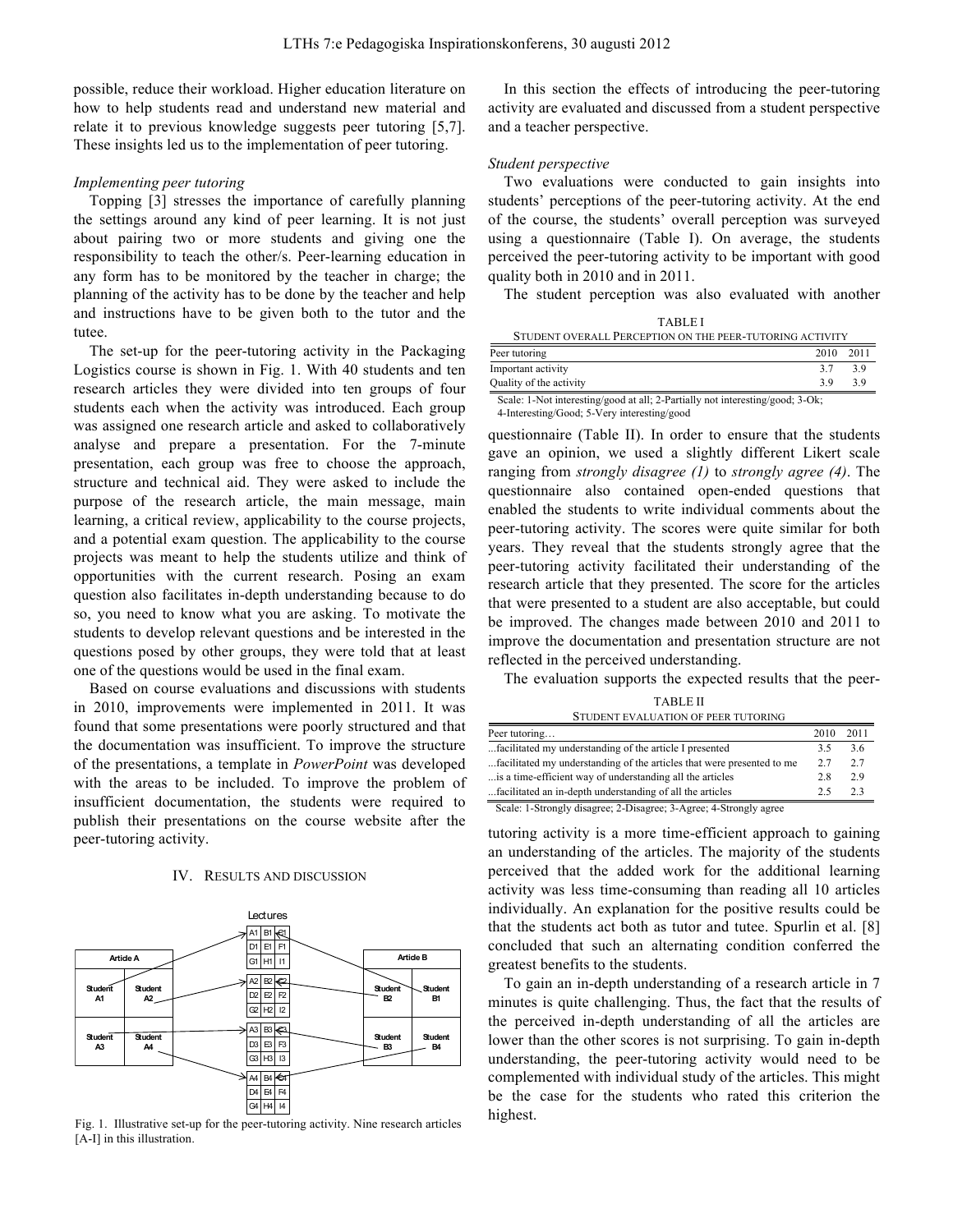possible, reduce their workload. Higher education literature on how to help students read and understand new material and relate it to previous knowledge suggests peer tutoring [5,7]. These insights led us to the implementation of peer tutoring.

### *Implementing peer tutoring*

Topping [3] stresses the importance of carefully planning the settings around any kind of peer learning. It is not just about pairing two or more students and giving one the responsibility to teach the other/s. Peer-learning education in any form has to be monitored by the teacher in charge; the planning of the activity has to be done by the teacher and help and instructions have to be given both to the tutor and the tutee.

The set-up for the peer-tutoring activity in the Packaging Logistics course is shown in Fig. 1. With 40 students and ten research articles they were divided into ten groups of four students each when the activity was introduced. Each group was assigned one research article and asked to collaboratively analyse and prepare a presentation. For the 7-minute presentation, each group was free to choose the approach, structure and technical aid. They were asked to include the purpose of the research article, the main message, main learning, a critical review, applicability to the course projects, and a potential exam question. The applicability to the course projects was meant to help the students utilize and think of opportunities with the current research. Posing an exam question also facilitates in-depth understanding because to do so, you need to know what you are asking. To motivate the students to develop relevant questions and be interested in the questions posed by other groups, they were told that at least one of the questions would be used in the final exam.

Based on course evaluations and discussions with students in 2010, improvements were implemented in 2011. It was found that some presentations were poorly structured and that the documentation was insufficient. To improve the structure of the presentations, a template in *PowerPoint* was developed with the areas to be included. To improve the problem of insufficient documentation, the students were required to publish their presentations on the course website after the peer-tutoring activity.

## IV. Results and discussion

Fig. 1. Illustrative set-up for the peer-tutoring activity. Nine research articles [A-I] in this illustration.

In this section the effects of introducing the peer-tutoring activity are evaluated and discussed from a student perspective and a teacher perspective.

### *Student perspective*

Two evaluations were conducted to gain insights into students' perceptions of the peer-tutoring activity. At the end of the course, the students' overall perception was surveyed using a questionnaire (Table I). On average, the students perceived the peer-tutoring activity to be important with good quality both in 2010 and in 2011.

The student perception was also evaluated with another questionnaire (Table II). In order to ensure that the students gave an opinion, we used a slightly different Likert scale ranging from *strongly disagree (1)* to *strongly agree (4)*. The questionnaire also contained open-ended questions that enabled the students to write individual comments about the peer-tutoring activity. The scores were quite similar for both years. They reveal that the students strongly agree that the peer-tutoring activity facilitated their understanding of the research article that they presented. The score for the articles that were presented to a student are also acceptable, but could be improved. The changes made between 2010 and 2011 to improve the documentation and presentation structure are not reflected in the perceived understanding.

TABLE I
STUDENT OVERALL PERCEPTION ON THE PEER-TUTORING ACTIVITY

| Peer tutoring | 2010 | 2011 |
|---|---|---|
| Important activity | 3.7 | 3.9 |
| Quality of the activity | 3.9 | 3.9 |

Scale: 1-Not interesting/good at all; 2-Partially not interesting/good; 3-Ok; 4-Interesting/Good; 5-Very interesting/good

The evaluation supports the expected results that the peer-tutoring activity is a more time-efficient approach to gaining an understanding of the articles. The majority of the students perceived that the added work for the additional learning activity was less time-consuming than reading all 10 articles individually. An explanation for the positive results could be that the students act both as tutor and tutee. Spurlin et al. [8] concluded that such an alternating condition conferred the greatest benefits to the students.

TABLE II
STUDENT EVALUATION OF PEER TUTORING

| Peer tutoring… | 2010 | 2011 |
|---|---|---|
| ...facilitated my understanding of the article I presented | 3.5 | 3.6 |
| ...facilitated my understanding of the articles that were presented to me | 2.7 | 2.7 |
| ...is a time-efficient way of understanding all the articles | 2.8 | 2.9 |
| ...facilitated an in-depth understanding of all the articles | 2.5 | 2.3 |

Scale: 1-Strongly disagree; 2-Disagree; 3-Agree; 4-Strongly agree

To gain an in-depth understanding of a research article in 7 minutes is quite challenging. Thus, the fact that the results of the perceived in-depth understanding of all the articles are lower than the other scores is not surprising. To gain in-depth understanding, the peer-tutoring activity would need to be complemented with individual study of the articles. This might be the case for the students who rated this criterion the highest.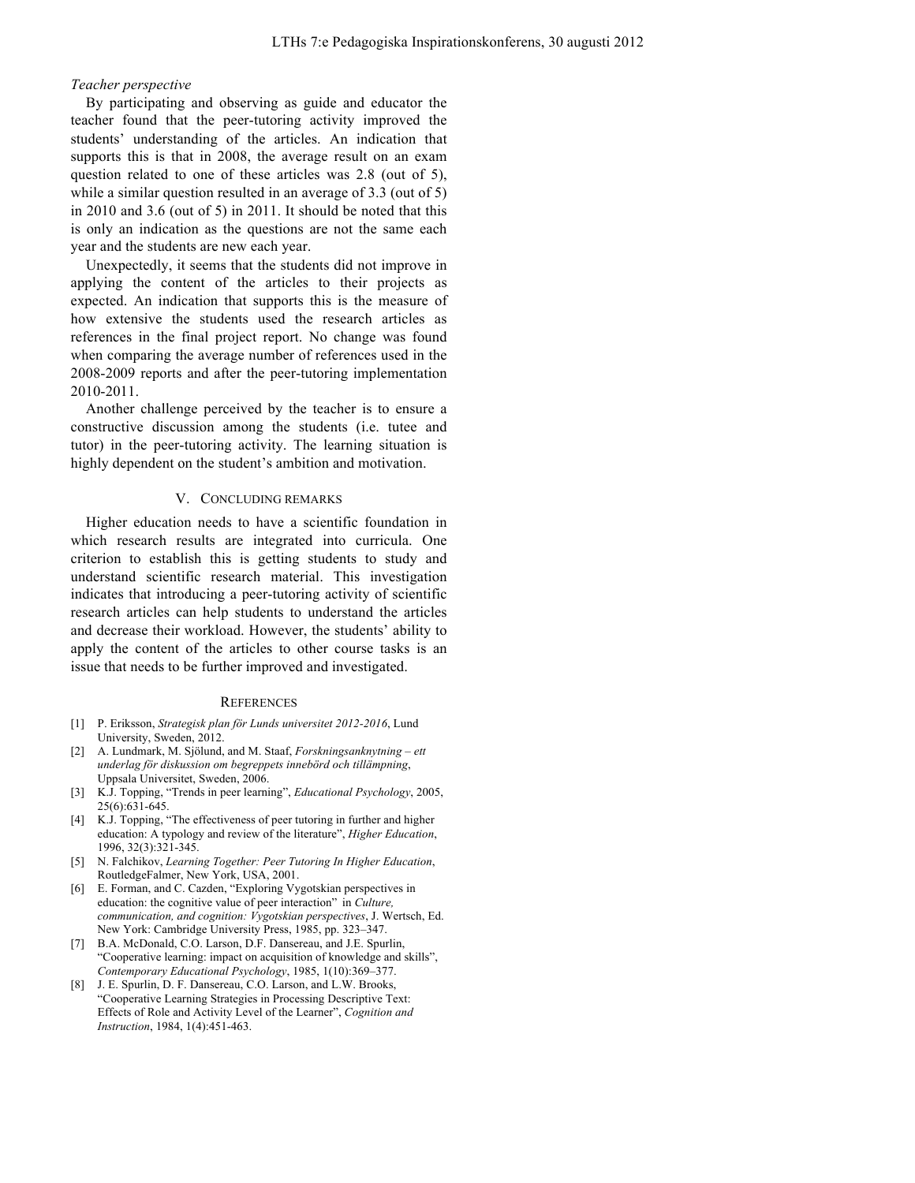*Teacher perspective*

By participating and observing as guide and educator the teacher found that the peer-tutoring activity improved the students' understanding of the articles. An indication that supports this is that in 2008, the average result on an exam question related to one of these articles was 2.8 (out of 5), while a similar question resulted in an average of 3.3 (out of 5) in 2010 and 3.6 (out of 5) in 2011. It should be noted that this is only an indication as the questions are not the same each year and the students are new each year.

Unexpectedly, it seems that the students did not improve in applying the content of the articles to their projects as expected. An indication that supports this is the measure of how extensive the students used the research articles as references in the final project report. No change was found when comparing the average number of references used in the 2008-2009 reports and after the peer-tutoring implementation 2010-2011.

Another challenge perceived by the teacher is to ensure a constructive discussion among the students (i.e. tutee and tutor) in the peer-tutoring activity. The learning situation is highly dependent on the student's ambition and motivation.

## V. Concluding remarks

Higher education needs to have a scientific foundation in which research results are integrated into curricula. One criterion to establish this is getting students to study and understand scientific research material. This investigation indicates that introducing a peer-tutoring activity of scientific research articles can help students to understand the articles and decrease their workload. However, the students' ability to apply the content of the articles to other course tasks is an issue that needs to be further improved and investigated.

## References

[1] P. Eriksson, *Strategisk plan för Lunds universitet 2012-2016*, Lund University, Sweden, 2012.

[2] A. Lundmark, M. Sjölund, and M. Staaf, *Forskningsanknytning – ett underlag för diskussion om begreppets innebörd och tillämpning*, Uppsala Universitet, Sweden, 2006.

[3] K.J. Topping, "Trends in peer learning", *Educational Psychology*, 2005, 25(6):631-645.

[4] K.J. Topping, "The effectiveness of peer tutoring in further and higher education: A typology and review of the literature", *Higher Education*, 1996, 32(3):321-345.

[5] N. Falchikov, *Learning Together: Peer Tutoring In Higher Education*, RoutledgeFalmer, New York, USA, 2001.

[6] E. Forman, and C. Cazden, "Exploring Vygotskian perspectives in education: the cognitive value of peer interaction" in *Culture, communication, and cognition: Vygotskian perspectives*, J. Wertsch, Ed. New York: Cambridge University Press, 1985, pp. 323–347.

[7] B.A. McDonald, C.O. Larson, D.F. Dansereau, and J.E. Spurlin, "Cooperative learning: impact on acquisition of knowledge and skills", *Contemporary Educational Psychology*, 1985, 1(10):369–377.

[8] J. E. Spurlin, D. F. Dansereau, C.O. Larson, and L.W. Brooks, "Cooperative Learning Strategies in Processing Descriptive Text: Effects of Role and Activity Level of the Learner", *Cognition and Instruction*, 1984, 1(4):451-463.